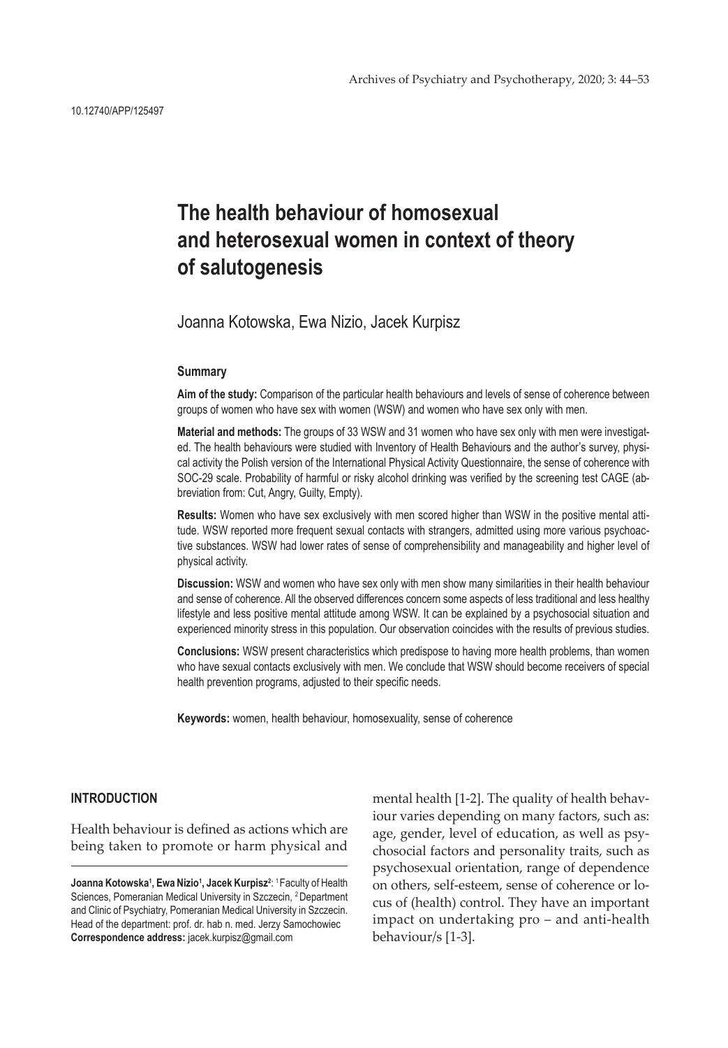10.12740/APP/125497

# The health behaviour of homosexual and heterosexual women in context of theory of salutogenesis

Joanna Kotowska, Ewa Nizio, Jacek Kurpisz

### Summary

**Aim of the study:** Comparison of the particular health behaviours and levels of sense of coherence between groups of women who have sex with women (WSW) and women who have sex only with men.

**Material and methods:** The groups of 33 WSW and 31 women who have sex only with men were investigated. The health behaviours were studied with Inventory of Health Behaviours and the author's survey, physical activity the Polish version of the International Physical Activity Questionnaire, the sense of coherence with SOC-29 scale. Probability of harmful or risky alcohol drinking was verified by the screening test CAGE (abbreviation from: Cut, Angry, Guilty, Empty).

**Results:** Women who have sex exclusively with men scored higher than WSW in the positive mental attitude. WSW reported more frequent sexual contacts with strangers, admitted using more various psychoactive substances. WSW had lower rates of sense of comprehensibility and manageability and higher level of physical activity.

**Discussion:** WSW and women who have sex only with men show many similarities in their health behaviour and sense of coherence. All the observed differences concern some aspects of less traditional and less healthy lifestyle and less positive mental attitude among WSW. It can be explained by a psychosocial situation and experienced minority stress in this population. Our observation coincides with the results of previous studies.

**Conclusions:** WSW present characteristics which predispose to having more health problems, than women who have sexual contacts exclusively with men. We conclude that WSW should become receivers of special health prevention programs, adjusted to their specific needs.

**Keywords:** women, health behaviour, homosexuality, sense of coherence

## INTRODUCTION

Health behaviour is defined as actions which are being taken to promote or harm physical and mental health [1-2]. The quality of health behaviour varies depending on many factors, such as: age, gender, level of education, as well as psychosocial factors and personality traits, such as psychosexual orientation, range of dependence on others, self-esteem, sense of coherence or locus of (health) control. They have an important impact on undertaking pro – and anti-health behaviour/s [1-3].

**Joanna Kotowska[1], Ewa Nizio[1], Jacek Kurpisz[2]**: [1] Faculty of Health Sciences, Pomeranian Medical University in Szczecin, [2] Department and Clinic of Psychiatry, Pomeranian Medical University in Szczecin. Head of the department: prof. dr. hab n. med. Jerzy Samochowiec
**Correspondence address:** jacek.kurpisz@gmail.com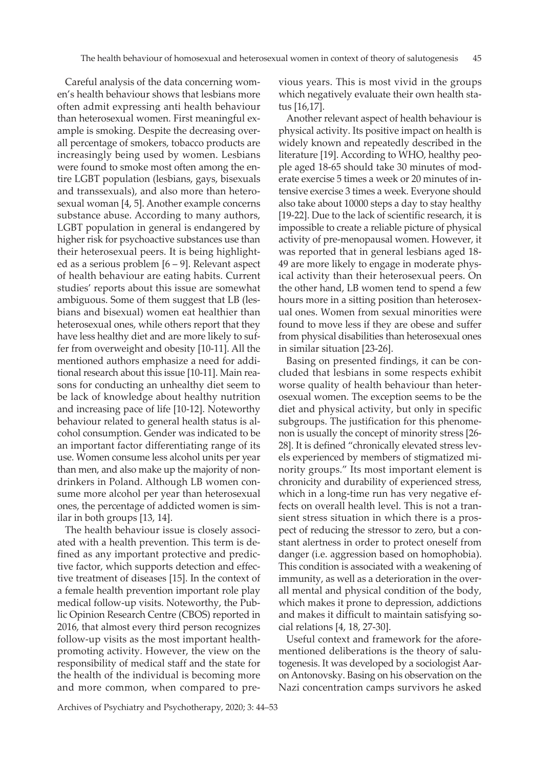Careful analysis of the data concerning women's health behaviour shows that lesbians more often admit expressing anti health behaviour than heterosexual women. First meaningful example is smoking. Despite the decreasing overall percentage of smokers, tobacco products are increasingly being used by women. Lesbians were found to smoke most often among the entire LGBT population (lesbians, gays, bisexuals and transsexuals), and also more than heterosexual woman [4, 5]. Another example concerns substance abuse. According to many authors, LGBT population in general is endangered by higher risk for psychoactive substances use than their heterosexual peers. It is being highlighted as a serious problem [6 – 9]. Relevant aspect of health behaviour are eating habits. Current studies' reports about this issue are somewhat ambiguous. Some of them suggest that LB (lesbians and bisexual) women eat healthier than heterosexual ones, while others report that they have less healthy diet and are more likely to suffer from overweight and obesity [10-11]. All the mentioned authors emphasize a need for additional research about this issue [10-11]. Main reasons for conducting an unhealthy diet seem to be lack of knowledge about healthy nutrition and increasing pace of life [10-12]. Noteworthy behaviour related to general health status is alcohol consumption. Gender was indicated to be an important factor differentiating range of its use. Women consume less alcohol units per year than men, and also make up the majority of nondrinkers in Poland. Although LB women consume more alcohol per year than heterosexual ones, the percentage of addicted women is similar in both groups [13, 14].

The health behaviour issue is closely associated with a health prevention. This term is defined as any important protective and predictive factor, which supports detection and effective treatment of diseases [15]. In the context of a female health prevention important role play medical follow-up visits. Noteworthy, the Public Opinion Research Centre (CBOS) reported in 2016, that almost every third person recognizes follow-up visits as the most important health-promoting activity. However, the view on the responsibility of medical staff and the state for the health of the individual is becoming more and more common, when compared to previous years. This is most vivid in the groups which negatively evaluate their own health status [16,17].

Another relevant aspect of health behaviour is physical activity. Its positive impact on health is widely known and repeatedly described in the literature [19]. According to WHO, healthy people aged 18-65 should take 30 minutes of moderate exercise 5 times a week or 20 minutes of intensive exercise 3 times a week. Everyone should also take about 10000 steps a day to stay healthy [19-22]. Due to the lack of scientific research, it is impossible to create a reliable picture of physical activity of pre-menopausal women. However, it was reported that in general lesbians aged 18-49 are more likely to engage in moderate physical activity than their heterosexual peers. On the other hand, LB women tend to spend a few hours more in a sitting position than heterosexual ones. Women from sexual minorities were found to move less if they are obese and suffer from physical disabilities than heterosexual ones in similar situation [23-26].

Basing on presented findings, it can be concluded that lesbians in some respects exhibit worse quality of health behaviour than heterosexual women. The exception seems to be the diet and physical activity, but only in specific subgroups. The justification for this phenomenon is usually the concept of minority stress [26-28]. It is defined "chronically elevated stress levels experienced by members of stigmatized minority groups." Its most important element is chronicity and durability of experienced stress, which in a long-time run has very negative effects on overall health level. This is not a transient stress situation in which there is a prospect of reducing the stressor to zero, but a constant alertness in order to protect oneself from danger (i.e. aggression based on homophobia). This condition is associated with a weakening of immunity, as well as a deterioration in the overall mental and physical condition of the body, which makes it prone to depression, addictions and makes it difficult to maintain satisfying social relations [4, 18, 27-30].

Useful context and framework for the aforementioned deliberations is the theory of salutogenesis. It was developed by a sociologist Aaron Antonovsky. Basing on his observation on the Nazi concentration camps survivors he asked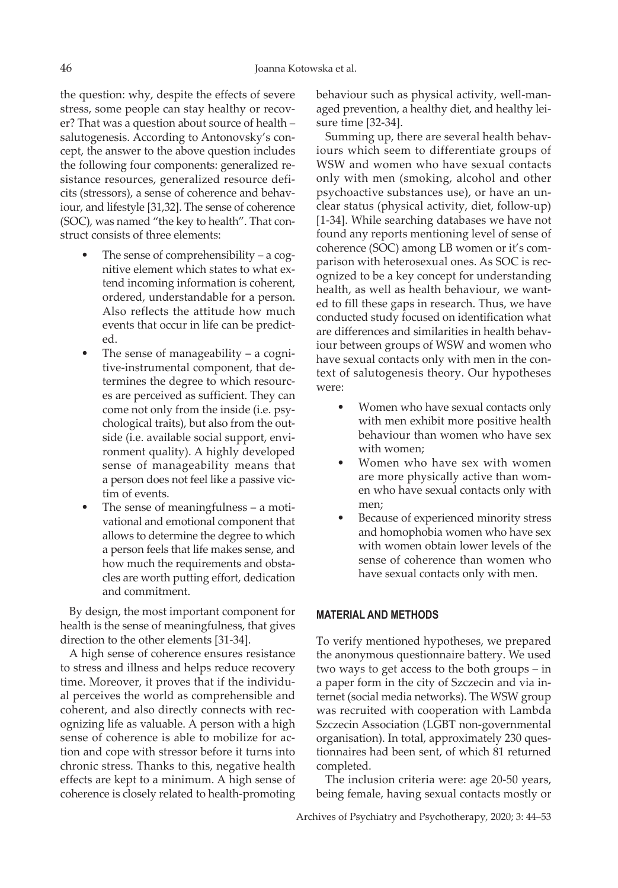the question: why, despite the effects of severe stress, some people can stay healthy or recover? That was a question about source of health – salutogenesis. According to Antonovsky's concept, the answer to the above question includes the following four components: generalized resistance resources, generalized resource deficits (stressors), a sense of coherence and behaviour, and lifestyle [31,32]. The sense of coherence (SOC), was named "the key to health". That construct consists of three elements:

- The sense of comprehensibility – a cognitive element which states to what extend incoming information is coherent, ordered, understandable for a person. Also reflects the attitude how much events that occur in life can be predicted.
- The sense of manageability – a cognitive-instrumental component, that determines the degree to which resources are perceived as sufficient. They can come not only from the inside (i.e. psychological traits), but also from the outside (i.e. available social support, environment quality). A highly developed sense of manageability means that a person does not feel like a passive victim of events.
- The sense of meaningfulness – a motivational and emotional component that allows to determine the degree to which a person feels that life makes sense, and how much the requirements and obstacles are worth putting effort, dedication and commitment.

By design, the most important component for health is the sense of meaningfulness, that gives direction to the other elements [31-34].

A high sense of coherence ensures resistance to stress and illness and helps reduce recovery time. Moreover, it proves that if the individual perceives the world as comprehensible and coherent, and also directly connects with recognizing life as valuable. A person with a high sense of coherence is able to mobilize for action and cope with stressor before it turns into chronic stress. Thanks to this, negative health effects are kept to a minimum. A high sense of coherence is closely related to health-promoting behaviour such as physical activity, well-managed prevention, a healthy diet, and healthy leisure time [32-34].

Summing up, there are several health behaviours which seem to differentiate groups of WSW and women who have sexual contacts only with men (smoking, alcohol and other psychoactive substances use), or have an unclear status (physical activity, diet, follow-up) [1-34]. While searching databases we have not found any reports mentioning level of sense of coherence (SOC) among LB women or it's comparison with heterosexual ones. As SOC is recognized to be a key concept for understanding health, as well as health behaviour, we wanted to fill these gaps in research. Thus, we have conducted study focused on identification what are differences and similarities in health behaviour between groups of WSW and women who have sexual contacts only with men in the context of salutogenesis theory. Our hypotheses were:

- Women who have sexual contacts only with men exhibit more positive health behaviour than women who have sex with women;
- Women who have sex with women are more physically active than women who have sexual contacts only with men;
- Because of experienced minority stress and homophobia women who have sex with women obtain lower levels of the sense of coherence than women who have sexual contacts only with men.

## MATERIAL AND METHODS

To verify mentioned hypotheses, we prepared the anonymous questionnaire battery. We used two ways to get access to the both groups – in a paper form in the city of Szczecin and via internet (social media networks). The WSW group was recruited with cooperation with Lambda Szczecin Association (LGBT non-governmental organisation). In total, approximately 230 questionnaires had been sent, of which 81 returned completed.

The inclusion criteria were: age 20-50 years, being female, having sexual contacts mostly or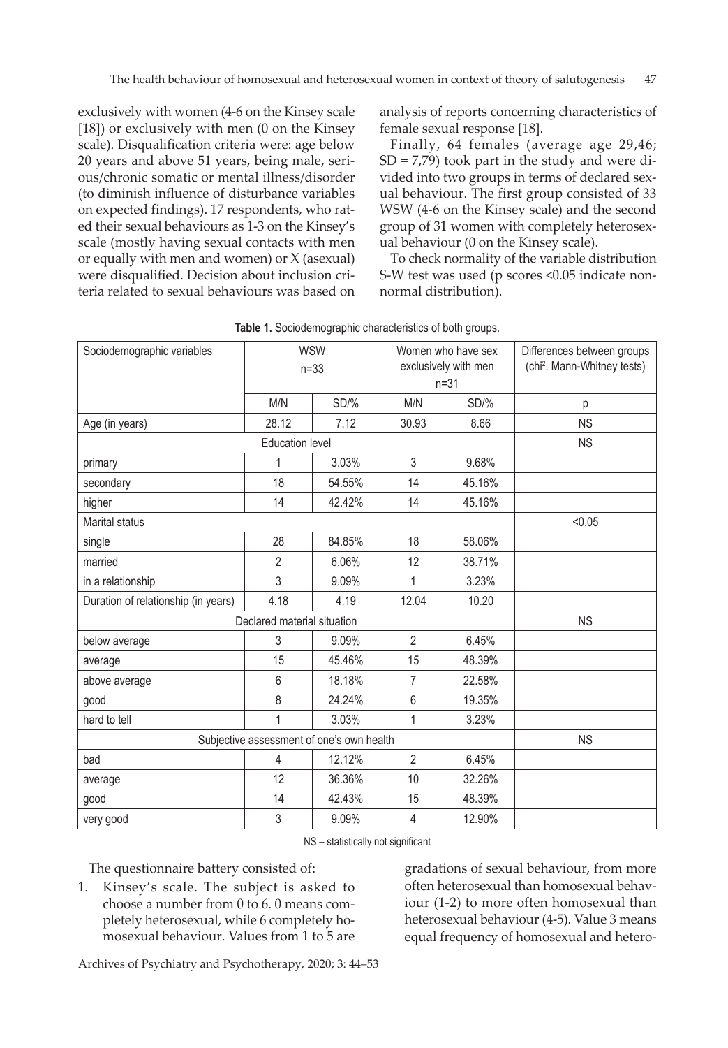exclusively with women (4-6 on the Kinsey scale [18]) or exclusively with men (0 on the Kinsey scale). Disqualification criteria were: age below 20 years and above 51 years, being male, serious/chronic somatic or mental illness/disorder (to diminish influence of disturbance variables on expected findings). 17 respondents, who rated their sexual behaviours as 1-3 on the Kinsey's scale (mostly having sexual contacts with men or equally with men and women) or X (asexual) were disqualified. Decision about inclusion criteria related to sexual behaviours was based on analysis of reports concerning characteristics of female sexual response [18].

Finally, 64 females (average age 29,46; SD = 7,79) took part in the study and were divided into two groups in terms of declared sexual behaviour. The first group consisted of 33 WSW (4-6 on the Kinsey scale) and the second group of 31 women with completely heterosexual behaviour (0 on the Kinsey scale).

To check normality of the variable distribution S-W test was used (p scores <0.05 indicate nonnormal distribution).

**Table 1.** Sociodemographic characteristics of both groups.

| Sociodemographic variables | WSW n=33 | | Women who have sex exclusively with men n=31 | | Differences between groups (chi². Mann-Whitney tests) |
|---|---|---|---|---|---|
| | M/N | SD/% | M/N | SD/% | p |
| Age (in years) | 28.12 | 7.12 | 30.93 | 8.66 | NS |
| Education level | | | | | NS |
| primary | 1 | 3.03% | 3 | 9.68% | |
| secondary | 18 | 54.55% | 14 | 45.16% | |
| higher | 14 | 42.42% | 14 | 45.16% | |
| Marital status | | | | | <0.05 |
| single | 28 | 84.85% | 18 | 58.06% | |
| married | 2 | 6.06% | 12 | 38.71% | |
| in a relationship | 3 | 9.09% | 1 | 3.23% | |
| Duration of relationship (in years) | 4.18 | 4.19 | 12.04 | 10.20 | |
| Declared material situation | | | | | NS |
| below average | 3 | 9.09% | 2 | 6.45% | |
| average | 15 | 45.46% | 15 | 48.39% | |
| above average | 6 | 18.18% | 7 | 22.58% | |
| good | 8 | 24.24% | 6 | 19.35% | |
| hard to tell | 1 | 3.03% | 1 | 3.23% | |
| Subjective assessment of one's own health | | | | | NS |
| bad | 4 | 12.12% | 2 | 6.45% | |
| average | 12 | 36.36% | 10 | 32.26% | |
| good | 14 | 42.43% | 15 | 48.39% | |
| very good | 3 | 9.09% | 4 | 12.90% | |

NS – statistically not significant

The questionnaire battery consisted of:

1. Kinsey's scale. The subject is asked to choose a number from 0 to 6. 0 means completely heterosexual, while 6 completely homosexual behaviour. Values from 1 to 5 are gradations of sexual behaviour, from more often heterosexual than homosexual behaviour (1-2) to more often homosexual than heterosexual behaviour (4-5). Value 3 means equal frequency of homosexual and hetero-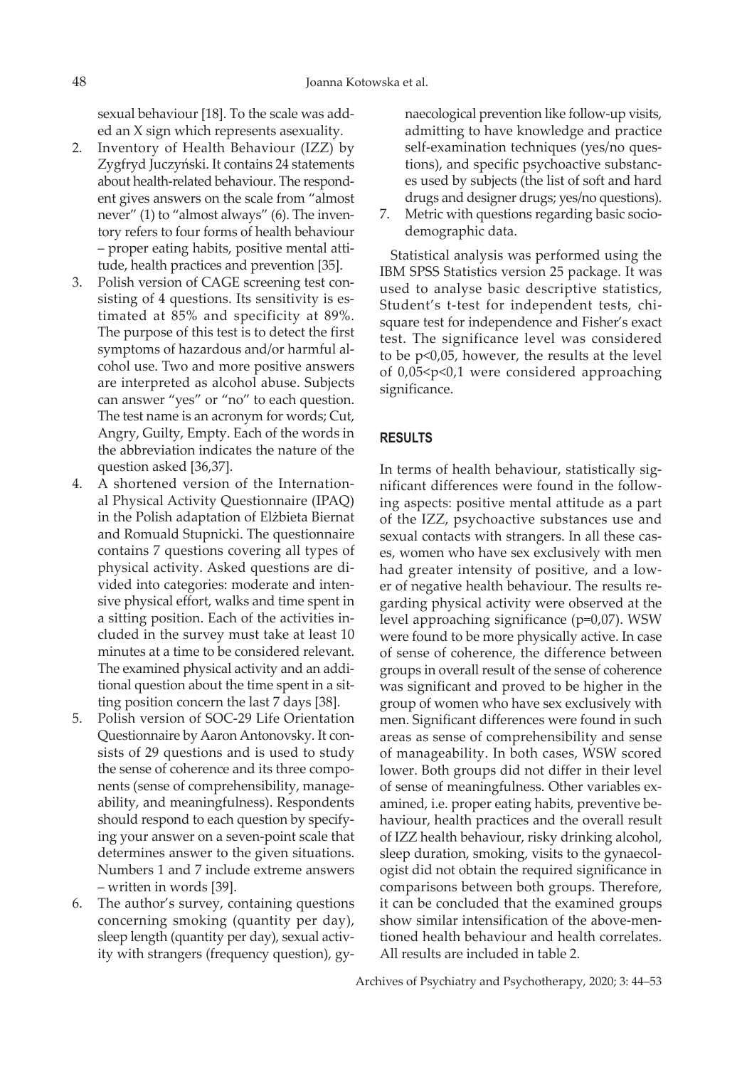sexual behaviour [18]. To the scale was added an X sign which represents asexuality.

2. Inventory of Health Behaviour (IZZ) by Zygfryd Juczyński. It contains 24 statements about health-related behaviour. The respondent gives answers on the scale from "almost never" (1) to "almost always" (6). The inventory refers to four forms of health behaviour – proper eating habits, positive mental attitude, health practices and prevention [35].
3. Polish version of CAGE screening test consisting of 4 questions. Its sensitivity is estimated at 85% and specificity at 89%. The purpose of this test is to detect the first symptoms of hazardous and/or harmful alcohol use. Two and more positive answers are interpreted as alcohol abuse. Subjects can answer "yes" or "no" to each question. The test name is an acronym for words; Cut, Angry, Guilty, Empty. Each of the words in the abbreviation indicates the nature of the question asked [36,37].
4. A shortened version of the International Physical Activity Questionnaire (IPAQ) in the Polish adaptation of Elżbieta Biernat and Romuald Stupnicki. The questionnaire contains 7 questions covering all types of physical activity. Asked questions are divided into categories: moderate and intensive physical effort, walks and time spent in a sitting position. Each of the activities included in the survey must take at least 10 minutes at a time to be considered relevant. The examined physical activity and an additional question about the time spent in a sitting position concern the last 7 days [38].
5. Polish version of SOC-29 Life Orientation Questionnaire by Aaron Antonovsky. It consists of 29 questions and is used to study the sense of coherence and its three components (sense of comprehensibility, manageability, and meaningfulness). Respondents should respond to each question by specifying your answer on a seven-point scale that determines answer to the given situations. Numbers 1 and 7 include extreme answers – written in words [39].
6. The author's survey, containing questions concerning smoking (quantity per day), sleep length (quantity per day), sexual activity with strangers (frequency question), gynaecological prevention like follow-up visits, admitting to have knowledge and practice self-examination techniques (yes/no questions), and specific psychoactive substances used by subjects (the list of soft and hard drugs and designer drugs; yes/no questions).
7. Metric with questions regarding basic sociodemographic data.

Statistical analysis was performed using the IBM SPSS Statistics version 25 package. It was used to analyse basic descriptive statistics, Student's t-test for independent tests, chi-square test for independence and Fisher's exact test. The significance level was considered to be $p<0{,}05$, however, the results at the level of $0{,}05<p<0{,}1$ were considered approaching significance.

## RESULTS

In terms of health behaviour, statistically significant differences were found in the following aspects: positive mental attitude as a part of the IZZ, psychoactive substances use and sexual contacts with strangers. In all these cases, women who have sex exclusively with men had greater intensity of positive, and a lower of negative health behaviour. The results regarding physical activity were observed at the level approaching significance ($p=0{,}07$). WSW were found to be more physically active. In case of sense of coherence, the difference between groups in overall result of the sense of coherence was significant and proved to be higher in the group of women who have sex exclusively with men. Significant differences were found in such areas as sense of comprehensibility and sense of manageability. In both cases, WSW scored lower. Both groups did not differ in their level of sense of meaningfulness. Other variables examined, i.e. proper eating habits, preventive behaviour, health practices and the overall result of IZZ health behaviour, risky drinking alcohol, sleep duration, smoking, visits to the gynaecologist did not obtain the required significance in comparisons between both groups. Therefore, it can be concluded that the examined groups show similar intensification of the above-mentioned health behaviour and health correlates. All results are included in table 2.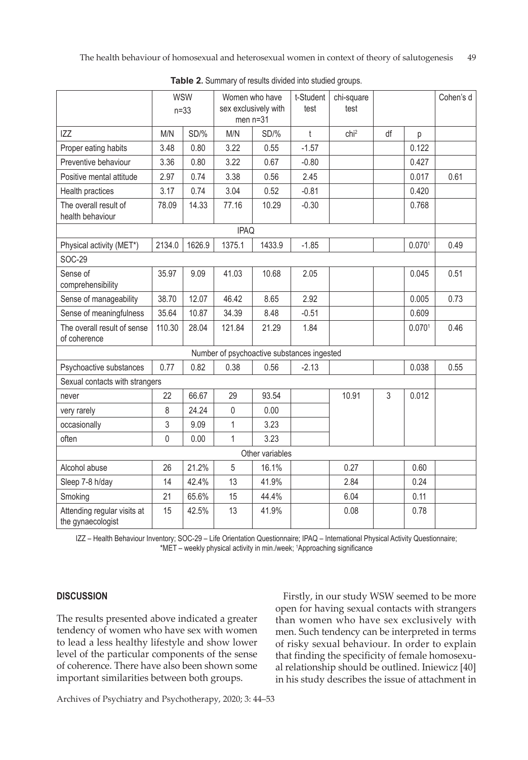**Table 2.** Summary of results divided into studied groups.

| | WSW n=33 | | Women who have sex exclusively with men n=31 | | t-Student test | chi-square test | | | Cohen's d |
|---|---|---|---|---|---|---|---|---|---|
| IZZ | M/N | SD/% | M/N | SD/% | t | chi[2] | df | p | |
| Proper eating habits | 3.48 | 0.80 | 3.22 | 0.55 | -1.57 | | | 0.122 | |
| Preventive behaviour | 3.36 | 0.80 | 3.22 | 0.67 | -0.80 | | | 0.427 | |
| Positive mental attitude | 2.97 | 0.74 | 3.38 | 0.56 | 2.45 | | | 0.017 | 0.61 |
| Health practices | 3.17 | 0.74 | 3.04 | 0.52 | -0.81 | | | 0.420 | |
| The overall result of health behaviour | 78.09 | 14.33 | 77.16 | 10.29 | -0.30 | | | 0.768 | |
| IPAQ | | | | | | | | | |
| Physical activity (MET*) | 2134.0 | 1626.9 | 1375.1 | 1433.9 | -1.85 | | | 0.070[1] | 0.49 |
| SOC-29 | | | | | | | | | |
| Sense of comprehensibility | 35.97 | 9.09 | 41.03 | 10.68 | 2.05 | | | 0.045 | 0.51 |
| Sense of manageability | 38.70 | 12.07 | 46.42 | 8.65 | 2.92 | | | 0.005 | 0.73 |
| Sense of meaningfulness | 35.64 | 10.87 | 34.39 | 8.48 | -0.51 | | | 0.609 | |
| The overall result of sense of coherence | 110.30 | 28.04 | 121.84 | 21.29 | 1.84 | | | 0.070[1] | 0.46 |
| Number of psychoactive substances ingested | | | | | | | | | |
| Psychoactive substances | 0.77 | 0.82 | 0.38 | 0.56 | -2.13 | | | 0.038 | 0.55 |
| Sexual contacts with strangers | | | | | | | | | |
| never | 22 | 66.67 | 29 | 93.54 | | 10.91 | 3 | 0.012 | |
| very rarely | 8 | 24.24 | 0 | 0.00 | | | | | |
| occasionally | 3 | 9.09 | 1 | 3.23 | | | | | |
| often | 0 | 0.00 | 1 | 3.23 | | | | | |
| Other variables | | | | | | | | | |
| Alcohol abuse | 26 | 21.2% | 5 | 16.1% | | 0.27 | | 0.60 | |
| Sleep 7-8 h/day | 14 | 42.4% | 13 | 41.9% | | 2.84 | | 0.24 | |
| Smoking | 21 | 65.6% | 15 | 44.4% | | 6.04 | | 0.11 | |
| Attending regular visits at the gynaecologist | 15 | 42.5% | 13 | 41.9% | | 0.08 | | 0.78 | |

IZZ – Health Behaviour Inventory; SOC-29 – Life Orientation Questionnaire; IPAQ – International Physical Activity Questionnaire; *MET – weekly physical activity in min./week; [1]Approaching significance

## DISCUSSION

The results presented above indicated a greater tendency of women who have sex with women to lead a less healthy lifestyle and show lower level of the particular components of the sense of coherence. There have also been shown some important similarities between both groups.

Firstly, in our study WSW seemed to be more open for having sexual contacts with strangers than women who have sex exclusively with men. Such tendency can be interpreted in terms of risky sexual behaviour. In order to explain that finding the specificity of female homosexual relationship should be outlined. Iniewicz [40] in his study describes the issue of attachment in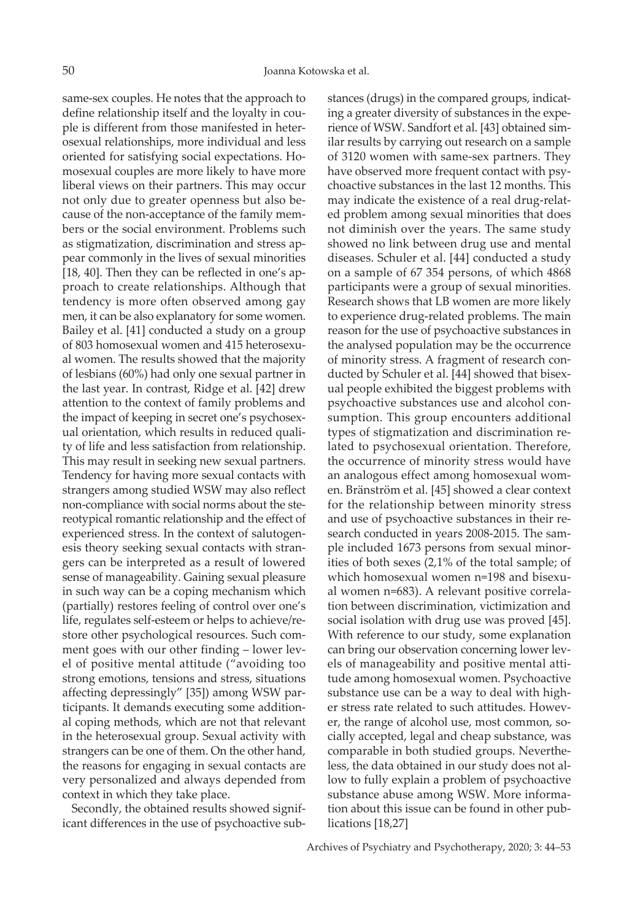same-sex couples. He notes that the approach to define relationship itself and the loyalty in couple is different from those manifested in heterosexual relationships, more individual and less oriented for satisfying social expectations. Homosexual couples are more likely to have more liberal views on their partners. This may occur not only due to greater openness but also because of the non-acceptance of the family members or the social environment. Problems such as stigmatization, discrimination and stress appear commonly in the lives of sexual minorities [18, 40]. Then they can be reflected in one's approach to create relationships. Although that tendency is more often observed among gay men, it can be also explanatory for some women. Bailey et al. [41] conducted a study on a group of 803 homosexual women and 415 heterosexual women. The results showed that the majority of lesbians (60%) had only one sexual partner in the last year. In contrast, Ridge et al. [42] drew attention to the context of family problems and the impact of keeping in secret one's psychosexual orientation, which results in reduced quality of life and less satisfaction from relationship. This may result in seeking new sexual partners. Tendency for having more sexual contacts with strangers among studied WSW may also reflect non-compliance with social norms about the stereotypical romantic relationship and the effect of experienced stress. In the context of salutogenesis theory seeking sexual contacts with strangers can be interpreted as a result of lowered sense of manageability. Gaining sexual pleasure in such way can be a coping mechanism which (partially) restores feeling of control over one's life, regulates self-esteem or helps to achieve/restore other psychological resources. Such comment goes with our other finding – lower level of positive mental attitude ("avoiding too strong emotions, tensions and stress, situations affecting depressingly" [35]) among WSW participants. It demands executing some additional coping methods, which are not that relevant in the heterosexual group. Sexual activity with strangers can be one of them. On the other hand, the reasons for engaging in sexual contacts are very personalized and always depended from context in which they take place.

Secondly, the obtained results showed significant differences in the use of psychoactive substances (drugs) in the compared groups, indicating a greater diversity of substances in the experience of WSW. Sandfort et al. [43] obtained similar results by carrying out research on a sample of 3120 women with same-sex partners. They have observed more frequent contact with psychoactive substances in the last 12 months. This may indicate the existence of a real drug-related problem among sexual minorities that does not diminish over the years. The same study showed no link between drug use and mental diseases. Schuler et al. [44] conducted a study on a sample of 67 354 persons, of which 4868 participants were a group of sexual minorities. Research shows that LB women are more likely to experience drug-related problems. The main reason for the use of psychoactive substances in the analysed population may be the occurrence of minority stress. A fragment of research conducted by Schuler et al. [44] showed that bisexual people exhibited the biggest problems with psychoactive substances use and alcohol consumption. This group encounters additional types of stigmatization and discrimination related to psychosexual orientation. Therefore, the occurrence of minority stress would have an analogous effect among homosexual women. Bränström et al. [45] showed a clear context for the relationship between minority stress and use of psychoactive substances in their research conducted in years 2008-2015. The sample included 1673 persons from sexual minorities of both sexes (2,1% of the total sample; of which homosexual women n=198 and bisexual women n=683). A relevant positive correlation between discrimination, victimization and social isolation with drug use was proved [45]. With reference to our study, some explanation can bring our observation concerning lower levels of manageability and positive mental attitude among homosexual women. Psychoactive substance use can be a way to deal with higher stress rate related to such attitudes. However, the range of alcohol use, most common, socially accepted, legal and cheap substance, was comparable in both studied groups. Nevertheless, the data obtained in our study does not allow to fully explain a problem of psychoactive substance abuse among WSW. More information about this issue can be found in other publications [18,27]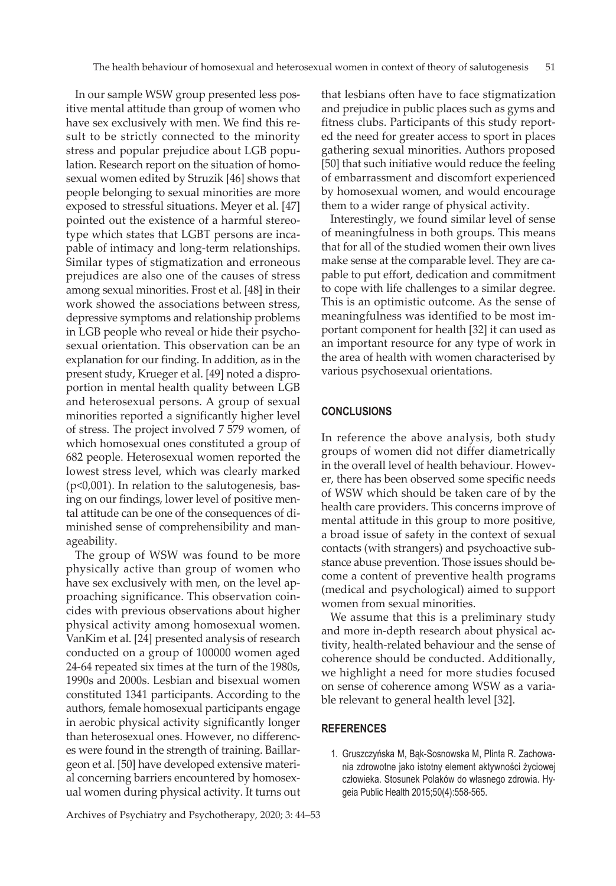In our sample WSW group presented less positive mental attitude than group of women who have sex exclusively with men. We find this result to be strictly connected to the minority stress and popular prejudice about LGB population. Research report on the situation of homosexual women edited by Struzik [46] shows that people belonging to sexual minorities are more exposed to stressful situations. Meyer et al. [47] pointed out the existence of a harmful stereotype which states that LGBT persons are incapable of intimacy and long-term relationships. Similar types of stigmatization and erroneous prejudices are also one of the causes of stress among sexual minorities. Frost et al. [48] in their work showed the associations between stress, depressive symptoms and relationship problems in LGB people who reveal or hide their psychosexual orientation. This observation can be an explanation for our finding. In addition, as in the present study, Krueger et al. [49] noted a disproportion in mental health quality between LGB and heterosexual persons. A group of sexual minorities reported a significantly higher level of stress. The project involved 7 579 women, of which homosexual ones constituted a group of 682 people. Heterosexual women reported the lowest stress level, which was clearly marked ($p<0,001$). In relation to the salutogenesis, basing on our findings, lower level of positive mental attitude can be one of the consequences of diminished sense of comprehensibility and manageability.

The group of WSW was found to be more physically active than group of women who have sex exclusively with men, on the level approaching significance. This observation coincides with previous observations about higher physical activity among homosexual women. VanKim et al. [24] presented analysis of research conducted on a group of 100000 women aged 24-64 repeated six times at the turn of the 1980s, 1990s and 2000s. Lesbian and bisexual women constituted 1341 participants. According to the authors, female homosexual participants engage in aerobic physical activity significantly longer than heterosexual ones. However, no differences were found in the strength of training. Baillargeon et al. [50] have developed extensive material concerning barriers encountered by homosexual women during physical activity. It turns out that lesbians often have to face stigmatization and prejudice in public places such as gyms and fitness clubs. Participants of this study reported the need for greater access to sport in places gathering sexual minorities. Authors proposed [50] that such initiative would reduce the feeling of embarrassment and discomfort experienced by homosexual women, and would encourage them to a wider range of physical activity.

Interestingly, we found similar level of sense of meaningfulness in both groups. This means that for all of the studied women their own lives make sense at the comparable level. They are capable to put effort, dedication and commitment to cope with life challenges to a similar degree. This is an optimistic outcome. As the sense of meaningfulness was identified to be most important component for health [32] it can used as an important resource for any type of work in the area of health with women characterised by various psychosexual orientations.

## CONCLUSIONS

In reference the above analysis, both study groups of women did not differ diametrically in the overall level of health behaviour. However, there has been observed some specific needs of WSW which should be taken care of by the health care providers. This concerns improve of mental attitude in this group to more positive, a broad issue of safety in the context of sexual contacts (with strangers) and psychoactive substance abuse prevention. Those issues should become a content of preventive health programs (medical and psychological) aimed to support women from sexual minorities.

We assume that this is a preliminary study and more in-depth research about physical activity, health-related behaviour and the sense of coherence should be conducted. Additionally, we highlight a need for more studies focused on sense of coherence among WSW as a variable relevant to general health level [32].

## REFERENCES

1. Gruszczyńska M, Bąk-Sosnowska M, Plinta R. Zachowania zdrowotne jako istotny element aktywności życiowej człowieka. Stosunek Polaków do własnego zdrowia. Hygeia Public Health 2015;50(4):558-565.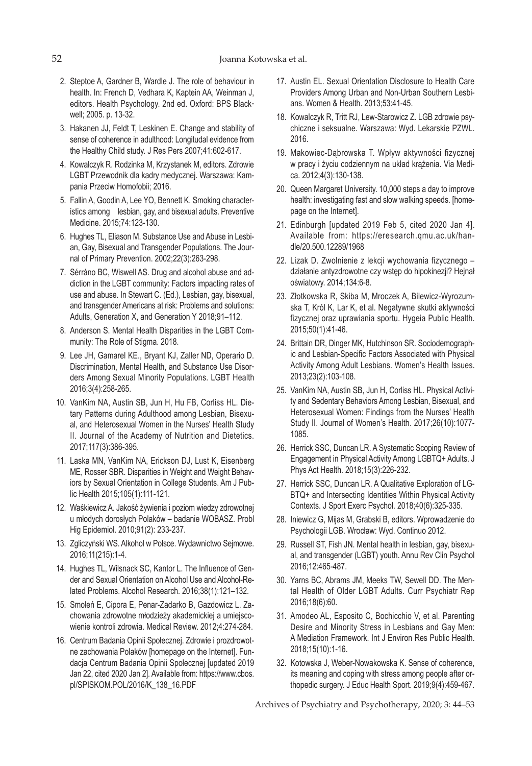2. Steptoe A, Gardner B, Wardle J. The role of behaviour in health. In: French D, Vedhara K, Kaptein AA, Weinman J, editors. Health Psychology. 2nd ed. Oxford: BPS Blackwell; 2005. p. 13-32.
3. Hakanen JJ, Feldt T, Leskinen E. Change and stability of sense of coherence in adulthood: Longitudal evidence from the Healthy Child study. J Res Pers 2007;41:602-617.
4. Kowalczyk R. Rodzinka M, Krzystanek M, editors. Zdrowie LGBT Przewodnik dla kadry medycznej. Warszawa: Kampania Przeciw Homofobii; 2016.
5. Fallin A, Goodin A, Lee YO, Bennett K. Smoking characteristics among lesbian, gay, and bisexual adults. Preventive Medicine. 2015;74:123-130.
6. Hughes TL, Eliason M. Substance Use and Abuse in Lesbian, Gay, Bisexual and Transgender Populations. The Journal of Primary Prevention. 2002;22(3):263-298.
7. Sérráno BC, Wiswell AS. Drug and alcohol abuse and addiction in the LGBT community: Factors impacting rates of use and abuse. In Stewart C. (Ed.), Lesbian, gay, bisexual, and transgender Americans at risk: Problems and solutions: Adults, Generation X, and Generation Y 2018;91–112.
8. Anderson S. Mental Health Disparities in the LGBT Community: The Role of Stigma. 2018.
9. Lee JH, Gamarel KE., Bryant KJ, Zaller ND, Operario D. Discrimination, Mental Health, and Substance Use Disorders Among Sexual Minority Populations. LGBT Health 2016;3(4):258-265.
10. VanKim NA, Austin SB, Jun H, Hu FB, Corliss HL. Dietary Patterns during Adulthood among Lesbian, Bisexual, and Heterosexual Women in the Nurses' Health Study II. Journal of the Academy of Nutrition and Dietetics. 2017;117(3):386-395.
11. Laska MN, VanKim NA, Erickson DJ, Lust K, Eisenberg ME, Rosser SBR. Disparities in Weight and Weight Behaviors by Sexual Orientation in College Students. Am J Public Health 2015;105(1):111-121.
12. Waśkiewicz A. Jakość żywienia i poziom wiedzy zdrowotnej u młodych dorosłych Polaków – badanie WOBASZ. Probl Hig Epidemiol. 2010;91(2): 233-237.
13. Zgliczyński WS. Alkohol w Polsce. Wydawnictwo Sejmowe. 2016;11(215):1-4.
14. Hughes TL, Wilsnack SC, Kantor L. The Influence of Gender and Sexual Orientation on Alcohol Use and Alcohol-Related Problems. Alcohol Research. 2016;38(1):121–132.
15. Smoleń E, Cipora E, Penar-Zadarko B, Gazdowicz L. Zachowania zdrowotne młodzieży akademickiej a umiejscowienie kontroli zdrowia. Medical Review. 2012;4:274-284.
16. Centrum Badania Opinii Społecznej. Zdrowie i prozdrowotne zachowania Polaków [homepage on the Internet]. Fundacja Centrum Badania Opinii Społecznej [updated 2019 Jan 22, cited 2020 Jan 2]. Available from: https://www.cbos.pl/SPISKOM.POL/2016/K_138_16.PDF
17. Austin EL. Sexual Orientation Disclosure to Health Care Providers Among Urban and Non-Urban Southern Lesbians. Women & Health. 2013;53:41-45.
18. Kowalczyk R, Tritt RJ, Lew-Starowicz Z. LGB zdrowie psychiczne i seksualne. Warszawa: Wyd. Lekarskie PZWL. 2016.
19. Makowiec-Dąbrowska T. Wpływ aktywności fizycznej w pracy i życiu codziennym na układ krążenia. Via Medica. 2012;4(3):130-138.
20. Queen Margaret University. 10,000 steps a day to improve health: investigating fast and slow walking speeds. [homepage on the Internet].
21. Edinburgh [updated 2019 Feb 5, cited 2020 Jan 4]. Available from: https://eresearch.qmu.ac.uk/handle/20.500.12289/1968
22. Lizak D. Zwolnienie z lekcji wychowania fizycznego – działanie antyzdrowotne czy wstęp do hipokinezji? Hejnał oświatowy. 2014;134:6-8.
23. Złotkowska R, Skiba M, Mroczek A, Bilewicz-Wyrozumska T, Król K, Lar K, et al. Negatywne skutki aktywności fizycznej oraz uprawiania sportu. Hygeia Public Health. 2015;50(1):41-46.
24. Brittain DR, Dinger MK, Hutchinson SR. Sociodemographic and Lesbian-Specific Factors Associated with Physical Activity Among Adult Lesbians. Women's Health Issues. 2013;23(2):103-108.
25. VanKim NA, Austin SB, Jun H, Corliss HL. Physical Activity and Sedentary Behaviors Among Lesbian, Bisexual, and Heterosexual Women: Findings from the Nurses' Health Study II. Journal of Women's Health. 2017;26(10):1077-1085.
26. Herrick SSC, Duncan LR. A Systematic Scoping Review of Engagement in Physical Activity Among LGBTQ+ Adults. J Phys Act Health. 2018;15(3):226-232.
27. Herrick SSC, Duncan LR. A Qualitative Exploration of LGBTQ+ and Intersecting Identities Within Physical Activity Contexts. J Sport Exerc Psychol. 2018;40(6):325-335.
28. Iniewicz G, Mijas M, Grabski B, editors. Wprowadzenie do Psychologii LGB. Wrocław: Wyd. Continuo 2012.
29. Russell ST, Fish JN. Mental health in lesbian, gay, bisexual, and transgender (LGBT) youth. Annu Rev Clin Psychol 2016;12:465-487.
30. Yarns BC, Abrams JM, Meeks TW, Sewell DD. The Mental Health of Older LGBT Adults. Curr Psychiatr Rep 2016;18(6):60.
31. Amodeo AL, Esposito C, Bochicchio V, et al. Parenting Desire and Minority Stress in Lesbians and Gay Men: A Mediation Framework. Int J Environ Res Public Health. 2018;15(10):1-16.
32. Kotowska J, Weber-Nowakowska K. Sense of coherence, its meaning and coping with stress among people after orthopedic surgery. J Educ Health Sport. 2019;9(4):459-467.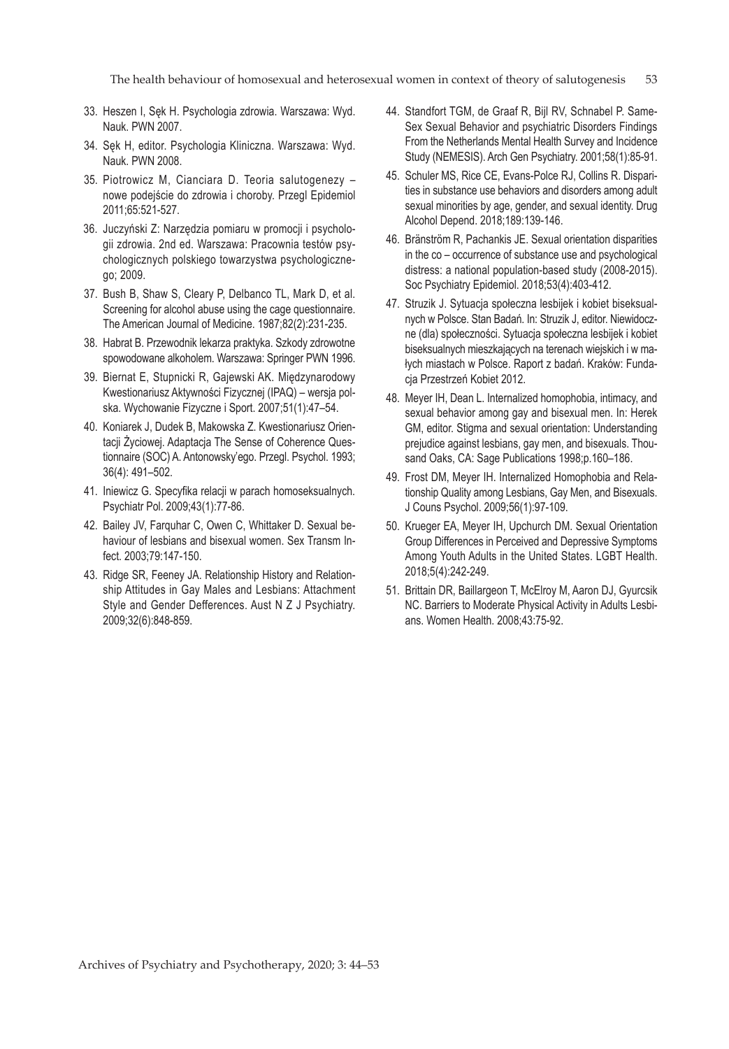33. Heszen I, Sęk H. Psychologia zdrowia. Warszawa: Wyd. Nauk. PWN 2007.
34. Sęk H, editor. Psychologia Kliniczna. Warszawa: Wyd. Nauk. PWN 2008.
35. Piotrowicz M, Cianciara D. Teoria salutogenezy – nowe podejście do zdrowia i choroby. Przegl Epidemiol 2011;65:521-527.
36. Juczyński Z: Narzędzia pomiaru w promocji i psychologii zdrowia. 2nd ed. Warszawa: Pracownia testów psychologicznych polskiego towarzystwa psychologicznego; 2009.
37. Bush B, Shaw S, Cleary P, Delbanco TL, Mark D, et al. Screening for alcohol abuse using the cage questionnaire. The American Journal of Medicine. 1987;82(2):231-235.
38. Habrat B. Przewodnik lekarza praktyka. Szkody zdrowotne spowodowane alkoholem. Warszawa: Springer PWN 1996.
39. Biernat E, Stupnicki R, Gajewski AK. Międzynarodowy Kwestionariusz Aktywności Fizycznej (IPAQ) – wersja polska. Wychowanie Fizyczne i Sport. 2007;51(1):47–54.
40. Koniarek J, Dudek B, Makowska Z. Kwestionariusz Orientacji Życiowej. Adaptacja The Sense of Coherence Questionnaire (SOC) A. Antonowsky'ego. Przegl. Psychol. 1993; 36(4): 491–502.
41. Iniewicz G. Specyfika relacji w parach homoseksualnych. Psychiatr Pol. 2009;43(1):77-86.
42. Bailey JV, Farquhar C, Owen C, Whittaker D. Sexual behaviour of lesbians and bisexual women. Sex Transm Infect. 2003;79:147-150.
43. Ridge SR, Feeney JA. Relationship History and Relationship Attitudes in Gay Males and Lesbians: Attachment Style and Gender Defferences. Aust N Z J Psychiatry. 2009;32(6):848-859.
44. Standfort TGM, de Graaf R, Bijl RV, Schnabel P. Same-Sex Sexual Behavior and psychiatric Disorders Findings From the Netherlands Mental Health Survey and Incidence Study (NEMESIS). Arch Gen Psychiatry. 2001;58(1):85-91.
45. Schuler MS, Rice CE, Evans-Polce RJ, Collins R. Disparities in substance use behaviors and disorders among adult sexual minorities by age, gender, and sexual identity. Drug Alcohol Depend. 2018;189:139-146.
46. Bränström R, Pachankis JE. Sexual orientation disparities in the co – occurrence of substance use and psychological distress: a national population-based study (2008-2015). Soc Psychiatry Epidemiol. 2018;53(4):403-412.
47. Struzik J. Sytuacja społeczna lesbijek i kobiet biseksualnych w Polsce. Stan Badań. In: Struzik J, editor. Niewidoczne (dla) społeczności. Sytuacja społeczna lesbijek i kobiet biseksualnych mieszkających na terenach wiejskich i w małych miastach w Polsce. Raport z badań. Kraków: Fundacja Przestrzeń Kobiet 2012.
48. Meyer IH, Dean L. Internalized homophobia, intimacy, and sexual behavior among gay and bisexual men. In: Herek GM, editor. Stigma and sexual orientation: Understanding prejudice against lesbians, gay men, and bisexuals. Thousand Oaks, CA: Sage Publications 1998;p.160–186.
49. Frost DM, Meyer IH. Internalized Homophobia and Relationship Quality among Lesbians, Gay Men, and Bisexuals. J Couns Psychol. 2009;56(1):97-109.
50. Krueger EA, Meyer IH, Upchurch DM. Sexual Orientation Group Differences in Perceived and Depressive Symptoms Among Youth Adults in the United States. LGBT Health. 2018;5(4):242-249.
51. Brittain DR, Baillargeon T, McElroy M, Aaron DJ, Gyurcsik NC. Barriers to Moderate Physical Activity in Adults Lesbians. Women Health. 2008;43:75-92.